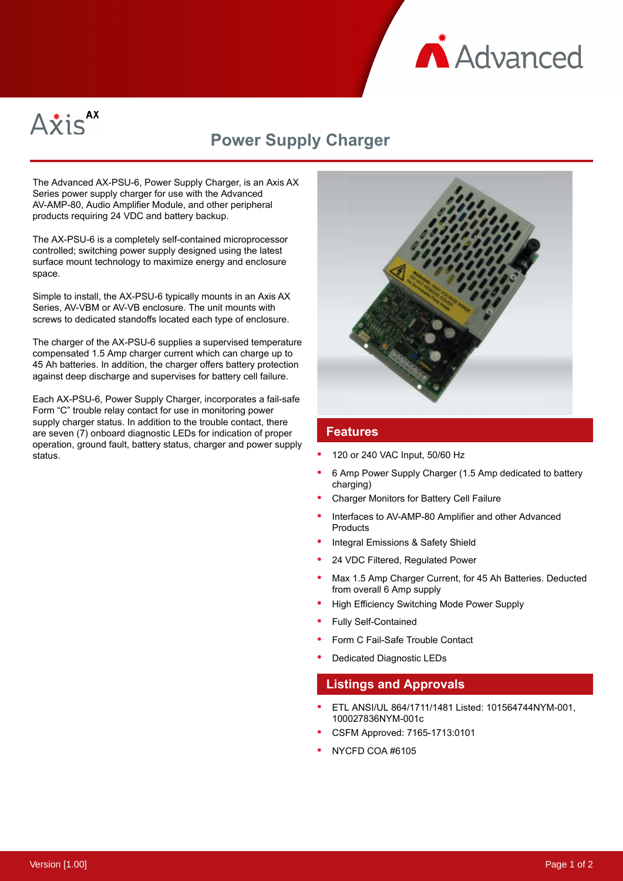# Axis AX

## Power Supply Charger

The Advanced AX-PSU-6, Power Supply Charger, is an Axis AX Series power supply charger for use with the Advanced AV-AMP-80, Audio Amplifier Module, and other peripheral products requiring 24 VDC and battery backup.

The AX-PSU-6 is a completely self-contained microprocessor controlled; switching power supply designed using the latest surface mount technology to maximize energy and enclosure space.

Simple to install, the AX-PSU-6 typically mounts in an Axis AX Series, AV-VBM or AV-VB enclosure. The unit mounts with screws to dedicated standoffs located each type of enclosure.

The charger of the AX-PSU-6 supplies a supervised temperature compensated 1.5 Amp charger current which can charge up to 45 Ah batteries. In addition, the charger offers battery protection against deep discharge and supervises for battery cell failure.

Each AX-PSU-6, Power Supply Charger, incorporates a fail-safe Form "C" trouble relay contact for use in monitoring power supply charger status. In addition to the trouble contact, there are seven (7) onboard diagnostic LEDs for indication of proper operation, ground fault, battery status, charger and power supply status.

### Features

- 120 or 240 VAC Input, 50/60 Hz
- 6 Amp Power Supply Charger (1.5 Amp dedicated to battery charging)
- Charger Monitors for Battery Cell Failure
- Interfaces to AV-AMP-80 Amplifier and other Advanced Products
- Integral Emissions & Safety Shield
- 24 VDC Filtered, Regulated Power
- Max 1.5 Amp Charger Current, for 45 Ah Batteries. Deducted from overall 6 Amp supply
- High Efficiency Switching Mode Power Supply
- Fully Self-Contained
- Form C Fail-Safe Trouble Contact
- Dedicated Diagnostic LEDs

### Listings and Approvals

- ETL ANSI/UL 864/1711/1481 Listed: 101564744NYM-001, 100027836NYM-001c
- CSFM Approved: 7165-1713:0101
- NYCFD COA #6105

Version [1.00]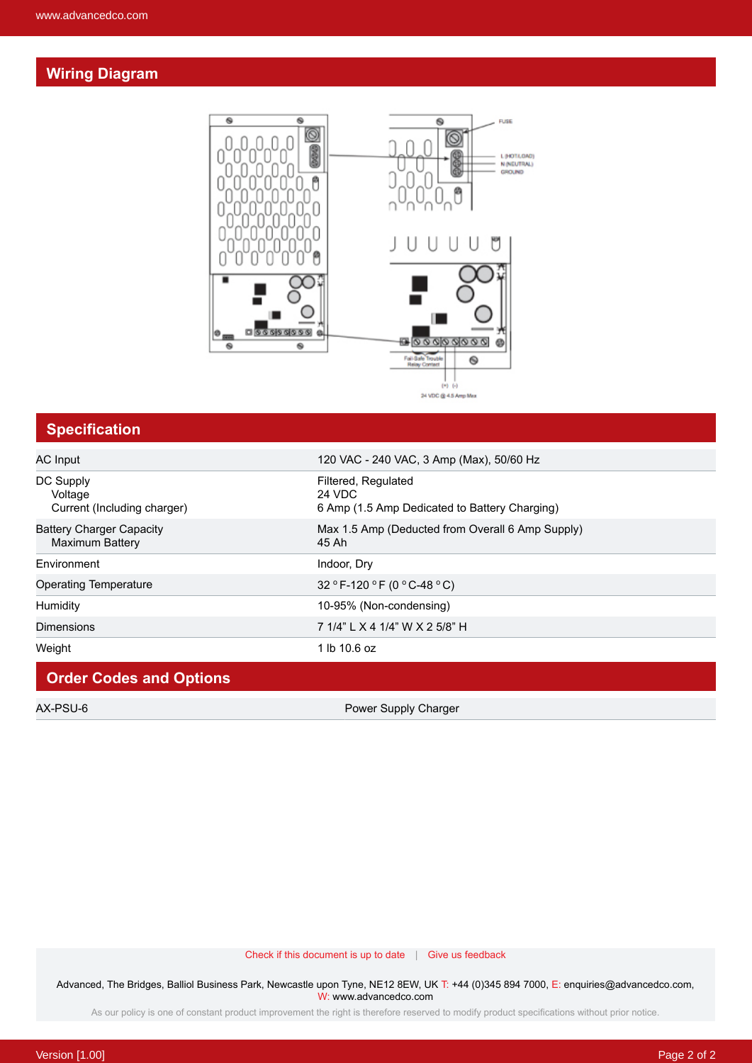## Wiring Diagram

FUSE

L (HOT/LOAD)

N (NEUTRAL)

GROUND

Fail-Safe Trouble Relay Contact

(+) (-)

24 VDC @ 4.5 Amp Max

## Specification

| | |
|---|---|
| AC Input | 120 VAC - 240 VAC, 3 Amp (Max), 50/60 Hz |
| DC Supply<br>Voltage<br>Current (Including charger) | Filtered, Regulated<br>24 VDC<br>6 Amp (1.5 Amp Dedicated to Battery Charging) |
| Battery Charger Capacity<br>Maximum Battery | Max 1.5 Amp (Deducted from Overall 6 Amp Supply)<br>45 Ah |
| Environment | Indoor, Dry |
| Operating Temperature | 32 °F-120 °F (0 °C-48 °C) |
| Humidity | 10-95% (Non-condensing) |
| Dimensions | 7 1/4" L X 4 1/4" W X 2 5/8" H |
| Weight | 1 lb 10.6 oz |

## Order Codes and Options

| | |
|---|---|
| AX-PSU-6 | Power Supply Charger |

Check if this document is up to date | Give us feedback

Advanced, The Bridges, Balliol Business Park, Newcastle upon Tyne, NE12 8EW, UK T: +44 (0)345 894 7000, E: enquiries@advancedco.com, W: www.advancedco.com

As our policy is one of constant product improvement the right is therefore reserved to modify product specifications without prior notice.